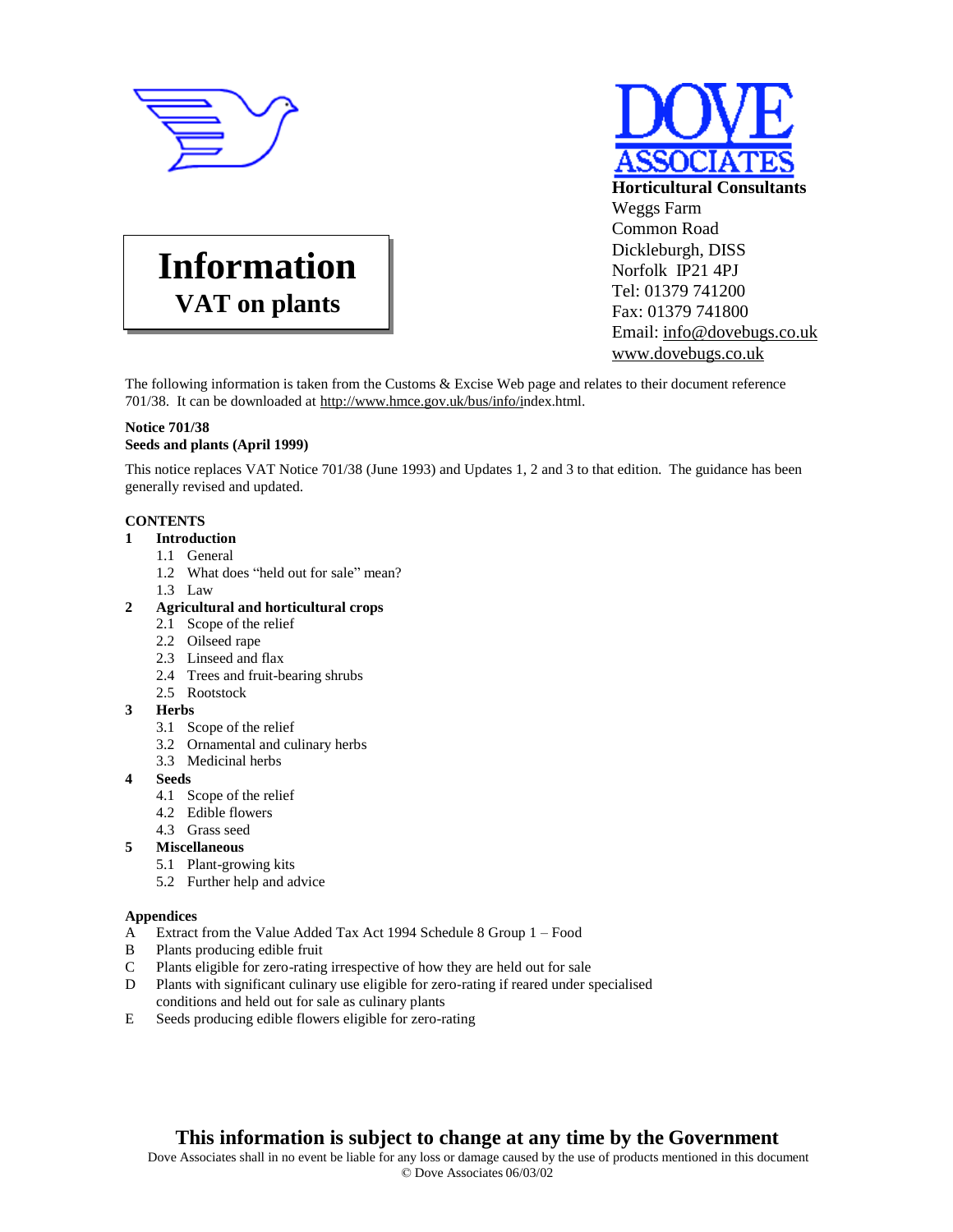**DOVE ASSOCIATES**

**Horticultural Consultants**
Weggs Farm
Common Road
Dickleburgh, DISS
Norfolk IP21 4PJ
Tel: 01379 741200
Fax: 01379 741800
Email: info@dovebugs.co.uk
www.dovebugs.co.uk

# Information
## VAT on plants

The following information is taken from the Customs & Excise Web page and relates to their document reference 701/38. It can be downloaded at http://www.hmce.gov.uk/bus/info/index.html.

**Notice 701/38**
**Seeds and plants (April 1999)**

This notice replaces VAT Notice 701/38 (June 1993) and Updates 1, 2 and 3 to that edition. The guidance has been generally revised and updated.

**CONTENTS**

**1 Introduction**
- 1.1 General
- 1.2 What does "held out for sale" mean?
- 1.3 Law

**2 Agricultural and horticultural crops**
- 2.1 Scope of the relief
- 2.2 Oilseed rape
- 2.3 Linseed and flax
- 2.4 Trees and fruit-bearing shrubs
- 2.5 Rootstock

**3 Herbs**
- 3.1 Scope of the relief
- 3.2 Ornamental and culinary herbs
- 3.3 Medicinal herbs

**4 Seeds**
- 4.1 Scope of the relief
- 4.2 Edible flowers
- 4.3 Grass seed

**5 Miscellaneous**
- 5.1 Plant-growing kits
- 5.2 Further help and advice

**Appendices**

- A Extract from the Value Added Tax Act 1994 Schedule 8 Group 1 – Food
- B Plants producing edible fruit
- C Plants eligible for zero-rating irrespective of how they are held out for sale
- D Plants with significant culinary use eligible for zero-rating if reared under specialised conditions and held out for sale as culinary plants
- E Seeds producing edible flowers eligible for zero-rating

**This information is subject to change at any time by the Government**
Dove Associates shall in no event be liable for any loss or damage caused by the use of products mentioned in this document
© Dove Associates 06/03/02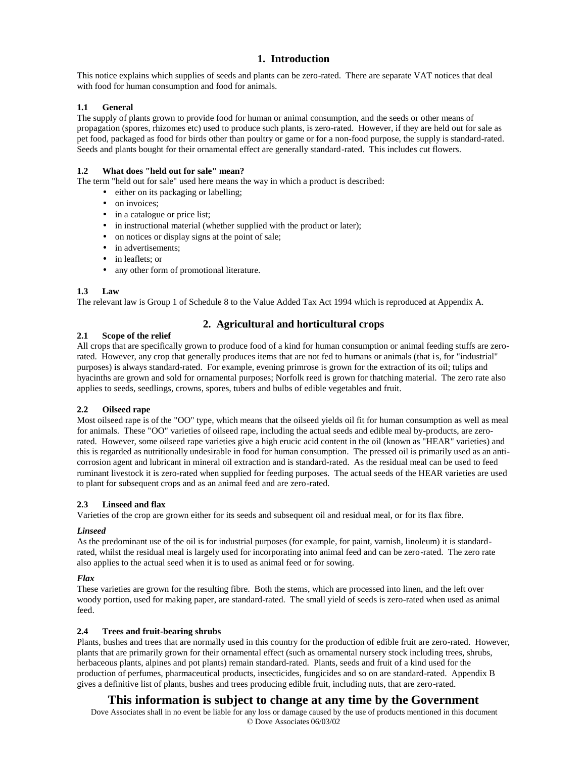## 1. Introduction

This notice explains which supplies of seeds and plants can be zero-rated. There are separate VAT notices that deal with food for human consumption and food for animals.

### 1.1 General

The supply of plants grown to provide food for human or animal consumption, and the seeds or other means of propagation (spores, rhizomes etc) used to produce such plants, is zero-rated. However, if they are held out for sale as pet food, packaged as food for birds other than poultry or game or for a non-food purpose, the supply is standard-rated. Seeds and plants bought for their ornamental effect are generally standard-rated. This includes cut flowers.

### 1.2 What does "held out for sale" mean?

The term "held out for sale" used here means the way in which a product is described:

- either on its packaging or labelling;
- on invoices;
- in a catalogue or price list;
- in instructional material (whether supplied with the product or later);
- on notices or display signs at the point of sale;
- in advertisements;
- in leaflets; or
- any other form of promotional literature.

### 1.3 Law

The relevant law is Group 1 of Schedule 8 to the Value Added Tax Act 1994 which is reproduced at Appendix A.

## 2. Agricultural and horticultural crops

### 2.1 Scope of the relief

All crops that are specifically grown to produce food of a kind for human consumption or animal feeding stuffs are zero-rated. However, any crop that generally produces items that are not fed to humans or animals (that is, for "industrial" purposes) is always standard-rated. For example, evening primrose is grown for the extraction of its oil; tulips and hyacinths are grown and sold for ornamental purposes; Norfolk reed is grown for thatching material. The zero rate also applies to seeds, seedlings, crowns, spores, tubers and bulbs of edible vegetables and fruit.

### 2.2 Oilseed rape

Most oilseed rape is of the "OO" type, which means that the oilseed yields oil fit for human consumption as well as meal for animals. These "OO" varieties of oilseed rape, including the actual seeds and edible meal by-products, are zero-rated. However, some oilseed rape varieties give a high erucic acid content in the oil (known as "HEAR" varieties) and this is regarded as nutritionally undesirable in food for human consumption. The pressed oil is primarily used as an anti-corrosion agent and lubricant in mineral oil extraction and is standard-rated. As the residual meal can be used to feed ruminant livestock it is zero-rated when supplied for feeding purposes. The actual seeds of the HEAR varieties are used to plant for subsequent crops and as an animal feed and are zero-rated.

### 2.3 Linseed and flax

Varieties of the crop are grown either for its seeds and subsequent oil and residual meal, or for its flax fibre.

***Linseed***

As the predominant use of the oil is for industrial purposes (for example, for paint, varnish, linoleum) it is standard-rated, whilst the residual meal is largely used for incorporating into animal feed and can be zero-rated. The zero rate also applies to the actual seed when it is to used as animal feed or for sowing.

***Flax***

These varieties are grown for the resulting fibre. Both the stems, which are processed into linen, and the left over woody portion, used for making paper, are standard-rated. The small yield of seeds is zero-rated when used as animal feed.

### 2.4 Trees and fruit-bearing shrubs

Plants, bushes and trees that are normally used in this country for the production of edible fruit are zero-rated. However, plants that are primarily grown for their ornamental effect (such as ornamental nursery stock including trees, shrubs, herbaceous plants, alpines and pot plants) remain standard-rated. Plants, seeds and fruit of a kind used for the production of perfumes, pharmaceutical products, insecticides, fungicides and so on are standard-rated. Appendix B gives a definitive list of plants, bushes and trees producing edible fruit, including nuts, that are zero-rated.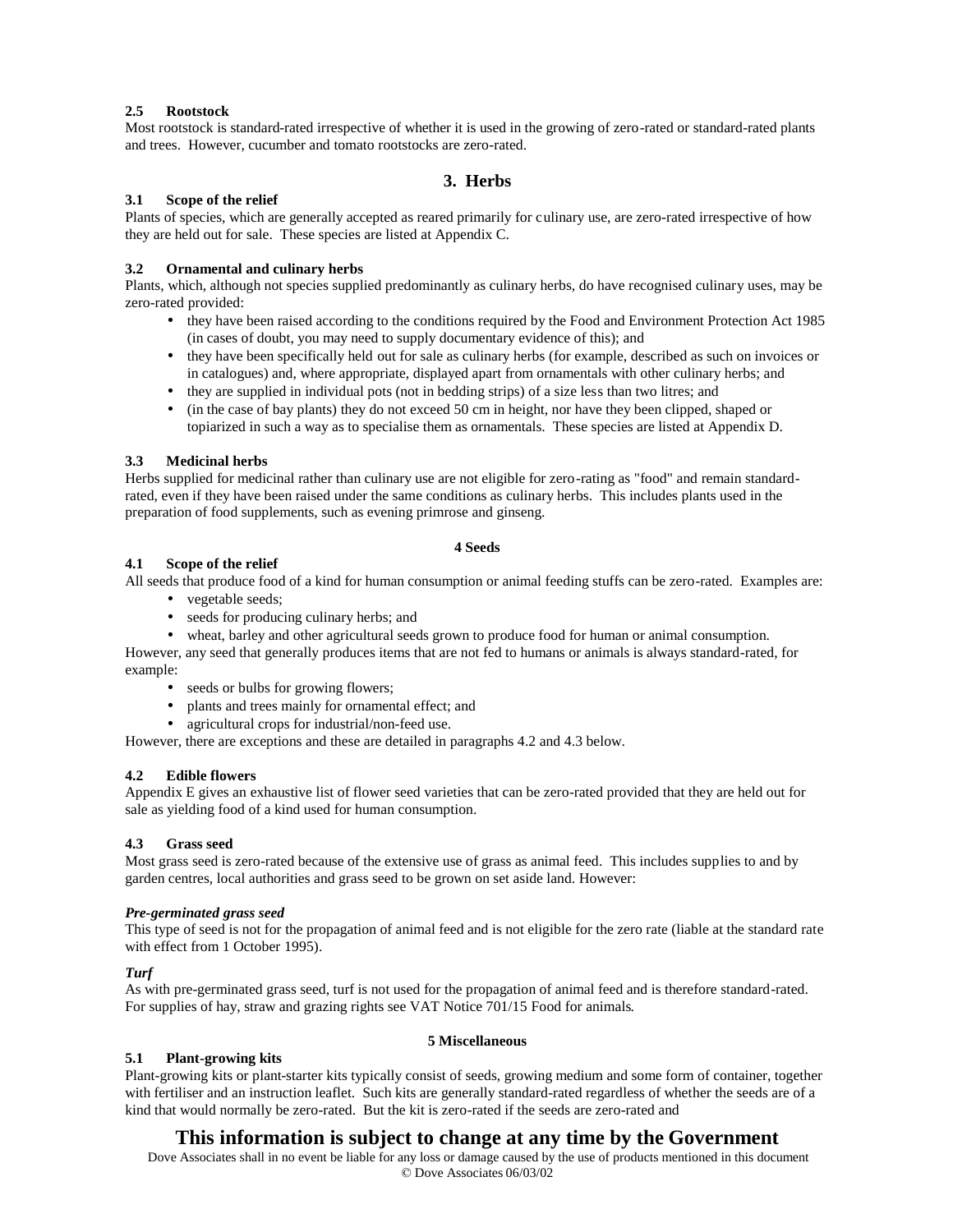### 2.5 Rootstock

Most rootstock is standard-rated irrespective of whether it is used in the growing of zero-rated or standard-rated plants and trees. However, cucumber and tomato rootstocks are zero-rated.

## 3. Herbs

### 3.1 Scope of the relief

Plants of species, which are generally accepted as reared primarily for culinary use, are zero-rated irrespective of how they are held out for sale. These species are listed at Appendix C.

### 3.2 Ornamental and culinary herbs

Plants, which, although not species supplied predominantly as culinary herbs, do have recognised culinary uses, may be zero-rated provided:

- they have been raised according to the conditions required by the Food and Environment Protection Act 1985 (in cases of doubt, you may need to supply documentary evidence of this); and
- they have been specifically held out for sale as culinary herbs (for example, described as such on invoices or in catalogues) and, where appropriate, displayed apart from ornamentals with other culinary herbs; and
- they are supplied in individual pots (not in bedding strips) of a size less than two litres; and
- (in the case of bay plants) they do not exceed 50 cm in height, nor have they been clipped, shaped or topiarized in such a way as to specialise them as ornamentals. These species are listed at Appendix D.

### 3.3 Medicinal herbs

Herbs supplied for medicinal rather than culinary use are not eligible for zero-rating as "food" and remain standard-rated, even if they have been raised under the same conditions as culinary herbs. This includes plants used in the preparation of food supplements, such as evening primrose and ginseng.

## 4 Seeds

### 4.1 Scope of the relief

All seeds that produce food of a kind for human consumption or animal feeding stuffs can be zero-rated. Examples are:

- vegetable seeds;
- seeds for producing culinary herbs; and
- wheat, barley and other agricultural seeds grown to produce food for human or animal consumption.

However, any seed that generally produces items that are not fed to humans or animals is always standard-rated, for example:

- seeds or bulbs for growing flowers;
- plants and trees mainly for ornamental effect; and
- agricultural crops for industrial/non-feed use.

However, there are exceptions and these are detailed in paragraphs 4.2 and 4.3 below.

### 4.2 Edible flowers

Appendix E gives an exhaustive list of flower seed varieties that can be zero-rated provided that they are held out for sale as yielding food of a kind used for human consumption.

### 4.3 Grass seed

Most grass seed is zero-rated because of the extensive use of grass as animal feed. This includes supplies to and by garden centres, local authorities and grass seed to be grown on set aside land. However:

***Pre-germinated grass seed***

This type of seed is not for the propagation of animal feed and is not eligible for the zero rate (liable at the standard rate with effect from 1 October 1995).

***Turf***

As with pre-germinated grass seed, turf is not used for the propagation of animal feed and is therefore standard-rated. For supplies of hay, straw and grazing rights see VAT Notice 701/15 Food for animals.

## 5 Miscellaneous

### 5.1 Plant-growing kits

Plant-growing kits or plant-starter kits typically consist of seeds, growing medium and some form of container, together with fertiliser and an instruction leaflet. Such kits are generally standard-rated regardless of whether the seeds are of a kind that would normally be zero-rated. But the kit is zero-rated if the seeds are zero-rated and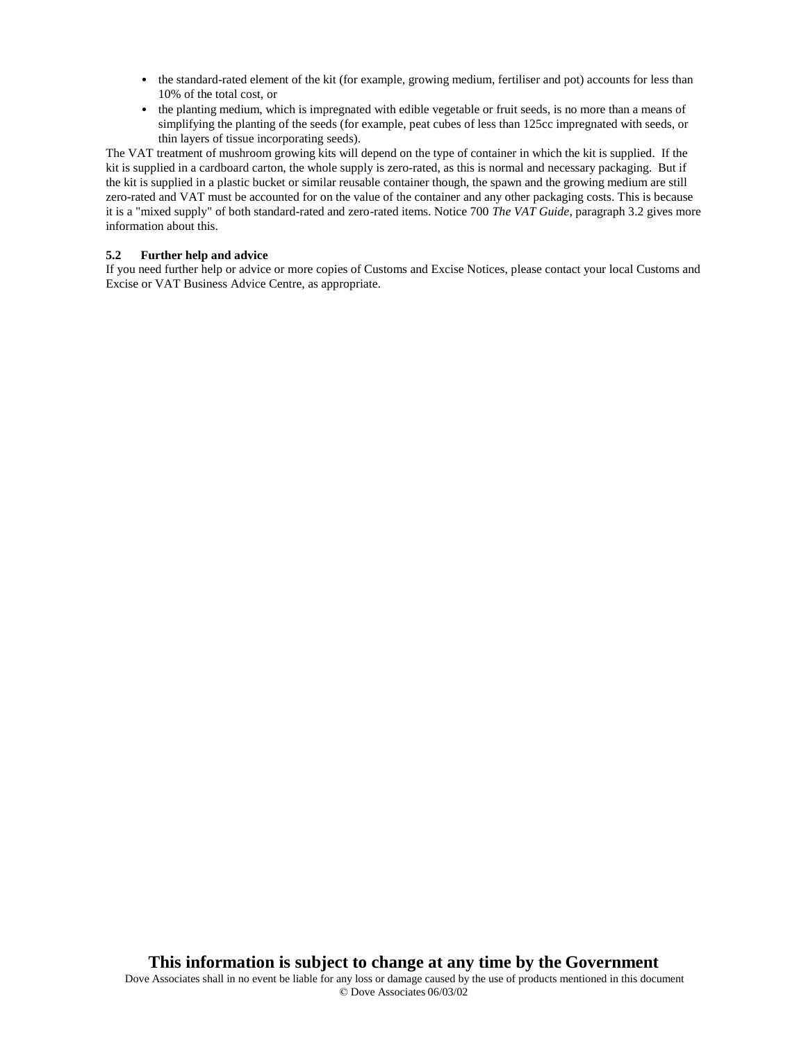- the standard-rated element of the kit (for example, growing medium, fertiliser and pot) accounts for less than 10% of the total cost, or
- the planting medium, which is impregnated with edible vegetable or fruit seeds, is no more than a means of simplifying the planting of the seeds (for example, peat cubes of less than 125cc impregnated with seeds, or thin layers of tissue incorporating seeds).

The VAT treatment of mushroom growing kits will depend on the type of container in which the kit is supplied. If the kit is supplied in a cardboard carton, the whole supply is zero-rated, as this is normal and necessary packaging. But if the kit is supplied in a plastic bucket or similar reusable container though, the spawn and the growing medium are still zero-rated and VAT must be accounted for on the value of the container and any other packaging costs. This is because it is a "mixed supply" of both standard-rated and zero-rated items. Notice 700 *The VAT Guide*, paragraph 3.2 gives more information about this.

### 5.2 Further help and advice

If you need further help or advice or more copies of Customs and Excise Notices, please contact your local Customs and Excise or VAT Business Advice Centre, as appropriate.

**This information is subject to change at any time by the Government**

Dove Associates shall in no event be liable for any loss or damage caused by the use of products mentioned in this document

© Dove Associates 06/03/02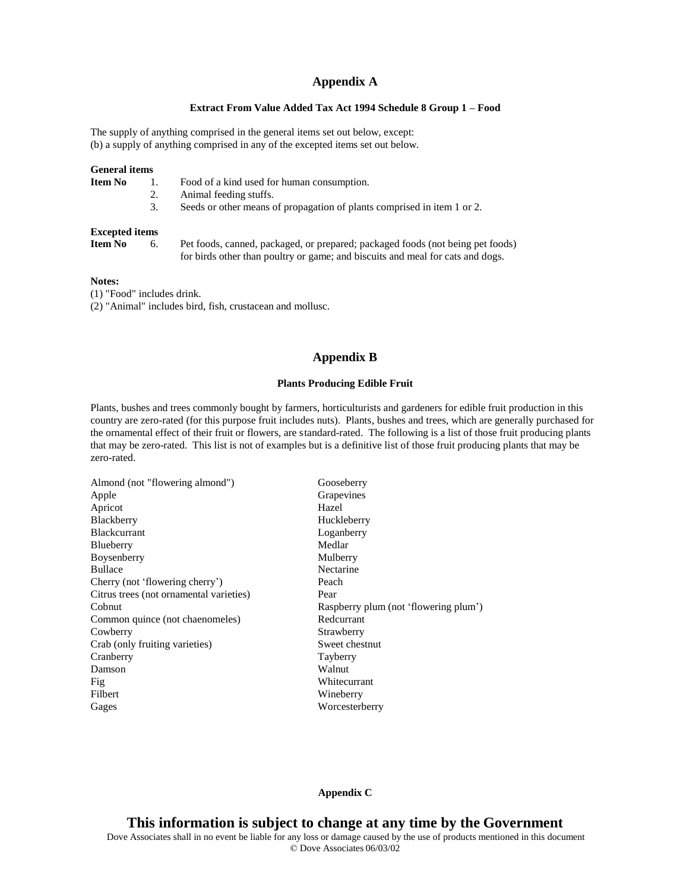## Appendix A

**Extract From Value Added Tax Act 1994 Schedule 8 Group 1 – Food**

The supply of anything comprised in the general items set out below, except:
(b) a supply of anything comprised in any of the excepted items set out below.

**General items**

| **Item No** | | |
|---|---|---|
| | 1. | Food of a kind used for human consumption. |
| | 2. | Animal feeding stuffs. |
| | 3. | Seeds or other means of propagation of plants comprised in item 1 or 2. |

**Excepted items**

| **Item No** | | |
|---|---|---|
| | 6. | Pet foods, canned, packaged, or prepared; packaged foods (not being pet foods) for birds other than poultry or game; and biscuits and meal for cats and dogs. |

**Notes:**

(1) "Food" includes drink.
(2) "Animal" includes bird, fish, crustacean and mollusc.

## Appendix B

**Plants Producing Edible Fruit**

Plants, bushes and trees commonly bought by farmers, horticulturists and gardeners for edible fruit production in this country are zero-rated (for this purpose fruit includes nuts). Plants, bushes and trees, which are generally purchased for the ornamental effect of their fruit or flowers, are standard-rated. The following is a list of those fruit producing plants that may be zero-rated. This list is not of examples but is a definitive list of those fruit producing plants that may be zero-rated.

Almond (not "flowering almond")
Apple
Apricot
Blackberry
Blackcurrant
Blueberry
Boysenberry
Bullace
Cherry (not 'flowering cherry')
Citrus trees (not ornamental varieties)
Cobnut
Common quince (not chaenomeles)
Cowberry
Crab (only fruiting varieties)
Cranberry
Damson
Fig
Filbert
Gages
Gooseberry
Grapevines
Hazel
Huckleberry
Loganberry
Medlar
Mulberry
Nectarine
Peach
Pear
Raspberry plum (not 'flowering plum')
Redcurrant
Strawberry
Sweet chestnut
Tayberry
Walnut
Whitecurrant
Wineberry
Worcesterberry

**Appendix C**

**This information is subject to change at any time by the Government**

Dove Associates shall in no event be liable for any loss or damage caused by the use of products mentioned in this document
© Dove Associates 06/03/02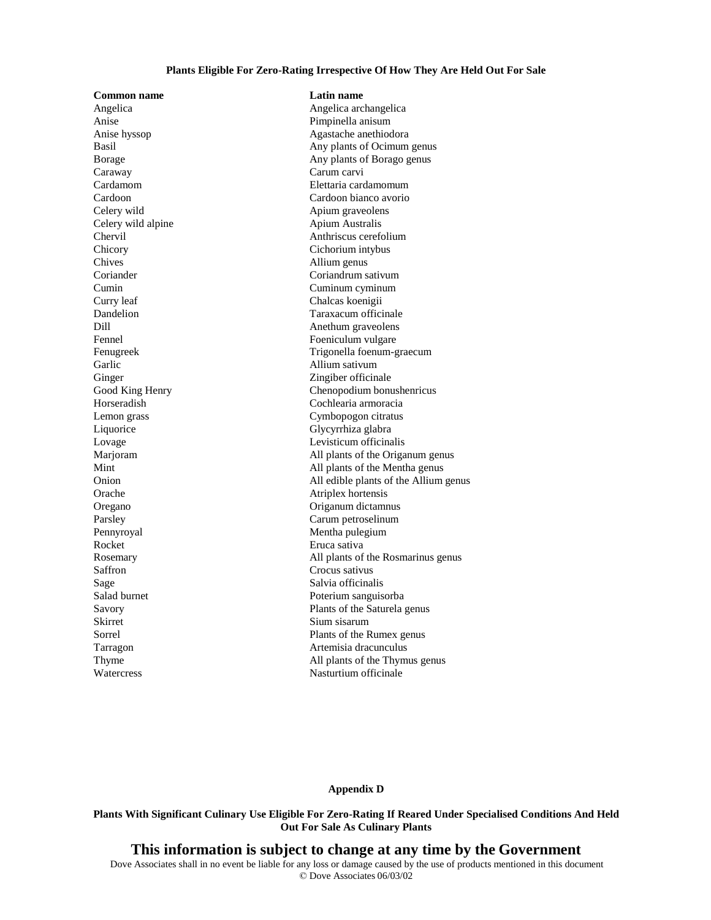**Plants Eligible For Zero-Rating Irrespective Of How They Are Held Out For Sale**

| Common name | Latin name |
| --- | --- |
| Angelica | Angelica archangelica |
| Anise | Pimpinella anisum |
| Anise hyssop | Agastache anethiodora |
| Basil | Any plants of Ocimum genus |
| Borage | Any plants of Borago genus |
| Caraway | Carum carvi |
| Cardamom | Elettaria cardamomum |
| Cardoon | Cardoon bianco avorio |
| Celery wild | Apium graveolens |
| Celery wild alpine | Apium Australis |
| Chervil | Anthriscus cerefolium |
| Chicory | Cichorium intybus |
| Chives | Allium genus |
| Coriander | Coriandrum sativum |
| Cumin | Cuminum cyminum |
| Curry leaf | Chalcas koenigii |
| Dandelion | Taraxacum officinale |
| Dill | Anethum graveolens |
| Fennel | Foeniculum vulgare |
| Fenugreek | Trigonella foenum-graecum |
| Garlic | Allium sativum |
| Ginger | Zingiber officinale |
| Good King Henry | Chenopodium bonushenricus |
| Horseradish | Cochlearia armoracia |
| Lemon grass | Cymbopogon citratus |
| Liquorice | Glycyrrhiza glabra |
| Lovage | Levisticum officinalis |
| Marjoram | All plants of the Origanum genus |
| Mint | All plants of the Mentha genus |
| Onion | All edible plants of the Allium genus |
| Orache | Atriplex hortensis |
| Oregano | Origanum dictamnus |
| Parsley | Carum petroselinum |
| Pennyroyal | Mentha pulegium |
| Rocket | Eruca sativa |
| Rosemary | All plants of the Rosmarinus genus |
| Saffron | Crocus sativus |
| Sage | Salvia officinalis |
| Salad burnet | Poterium sanguisorba |
| Savory | Plants of the Saturela genus |
| Skirret | Sium sisarum |
| Sorrel | Plants of the Rumex genus |
| Tarragon | Artemisia dracunculus |
| Thyme | All plants of the Thymus genus |
| Watercress | Nasturtium officinale |

**Appendix D**

**Plants With Significant Culinary Use Eligible For Zero-Rating If Reared Under Specialised Conditions And Held Out For Sale As Culinary Plants**

**This information is subject to change at any time by the Government**

Dove Associates shall in no event be liable for any loss or damage caused by the use of products mentioned in this document

© Dove Associates 06/03/02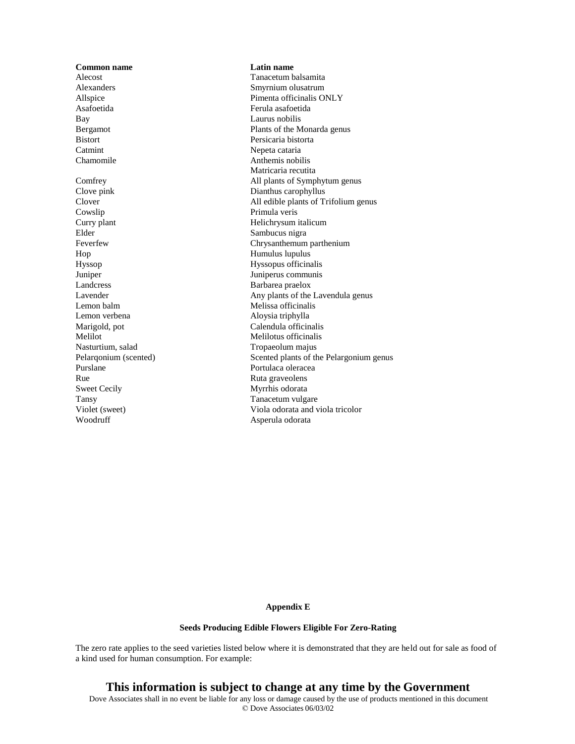| Common name | Latin name |
|---|---|
| Alecost | Tanacetum balsamita |
| Alexanders | Smyrnium olusatrum |
| Allspice | Pimenta officinalis ONLY |
| Asafoetida | Ferula asafoetida |
| Bay | Laurus nobilis |
| Bergamot | Plants of the Monarda genus |
| Bistort | Persicaria bistorta |
| Catmint | Nepeta cataria |
| Chamomile | Anthemis nobilis<br>Matricaria recutita |
| Comfrey | All plants of Symphytum genus |
| Clove pink | Dianthus carophyllus |
| Clover | All edible plants of Trifolium genus |
| Cowslip | Primula veris |
| Curry plant | Helichrysum italicum |
| Elder | Sambucus nigra |
| Feverfew | Chrysanthemum parthenium |
| Hop | Humulus lupulus |
| Hyssop | Hyssopus officinalis |
| Juniper | Juniperus communis |
| Landcress | Barbarea praelox |
| Lavender | Any plants of the Lavendula genus |
| Lemon balm | Melissa officinalis |
| Lemon verbena | Aloysia triphylla |
| Marigold, pot | Calendula officinalis |
| Melilot | Melilotus officinalis |
| Nasturtium, salad | Tropaeolum majus |
| Pelarqonium (scented) | Scented plants of the Pelargonium genus |
| Purslane | Portulaca oleracea |
| Rue | Ruta graveolens |
| Sweet Cecily | Myrrhis odorata |
| Tansy | Tanacetum vulgare |
| Violet (sweet) | Viola odorata and viola tricolor |
| Woodruff | Asperula odorata |

**Appendix E**

**Seeds Producing Edible Flowers Eligible For Zero-Rating**

The zero rate applies to the seed varieties listed below where it is demonstrated that they are held out for sale as food of a kind used for human consumption. For example:

**This information is subject to change at any time by the Government**

Dove Associates shall in no event be liable for any loss or damage caused by the use of products mentioned in this document
© Dove Associates 06/03/02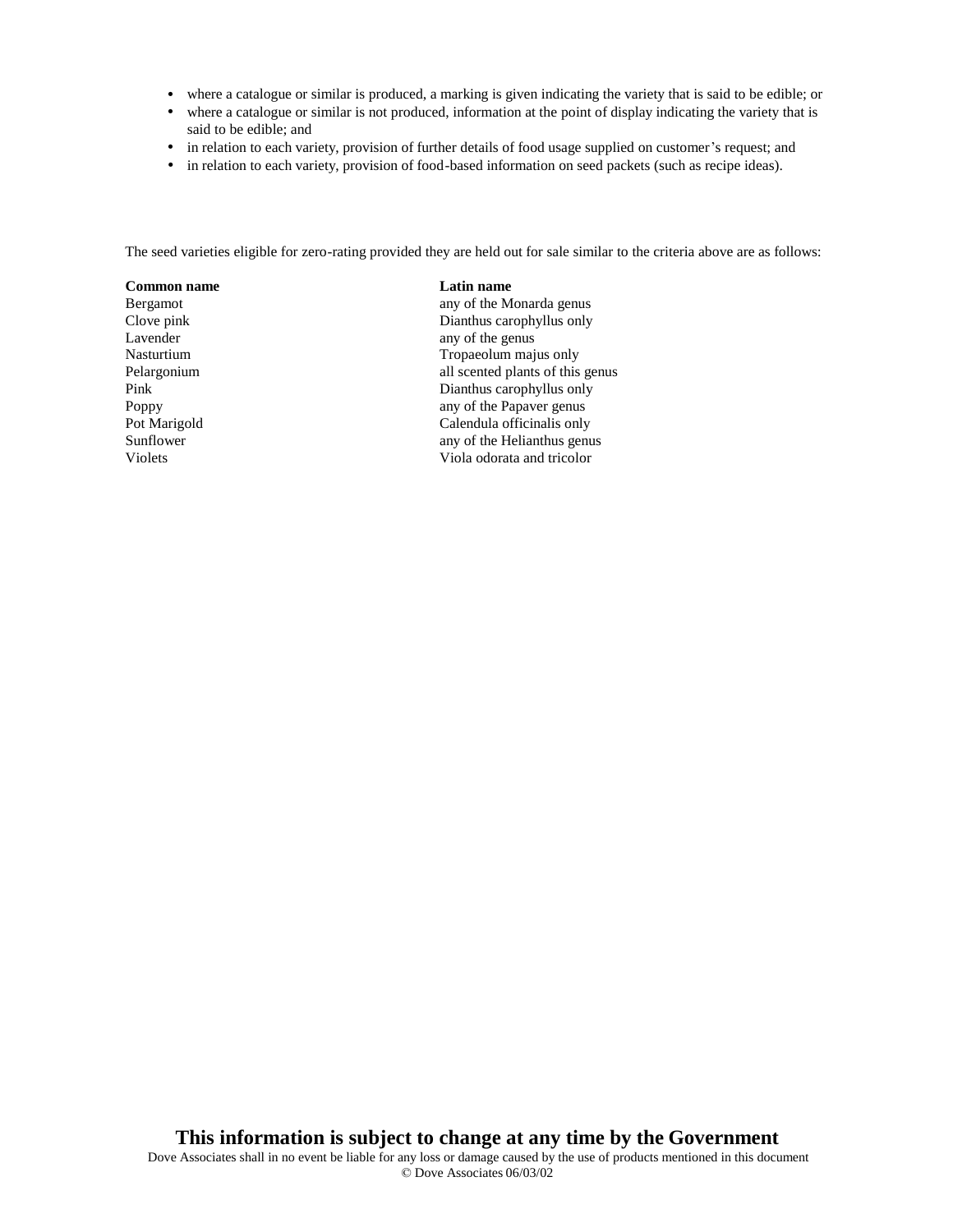- where a catalogue or similar is produced, a marking is given indicating the variety that is said to be edible; or
- where a catalogue or similar is not produced, information at the point of display indicating the variety that is said to be edible; and
- in relation to each variety, provision of further details of food usage supplied on customer's request; and
- in relation to each variety, provision of food-based information on seed packets (such as recipe ideas).

The seed varieties eligible for zero-rating provided they are held out for sale similar to the criteria above are as follows:

| **Common name** | **Latin name** |
|---|---|
| Bergamot | any of the Monarda genus |
| Clove pink | Dianthus carophyllus only |
| Lavender | any of the genus |
| Nasturtium | Tropaeolum majus only |
| Pelargonium | all scented plants of this genus |
| Pink | Dianthus carophyllus only |
| Poppy | any of the Papaver genus |
| Pot Marigold | Calendula officinalis only |
| Sunflower | any of the Helianthus genus |
| Violets | Viola odorata and tricolor |

**This information is subject to change at any time by the Government**

Dove Associates shall in no event be liable for any loss or damage caused by the use of products mentioned in this document

© Dove Associates 06/03/02